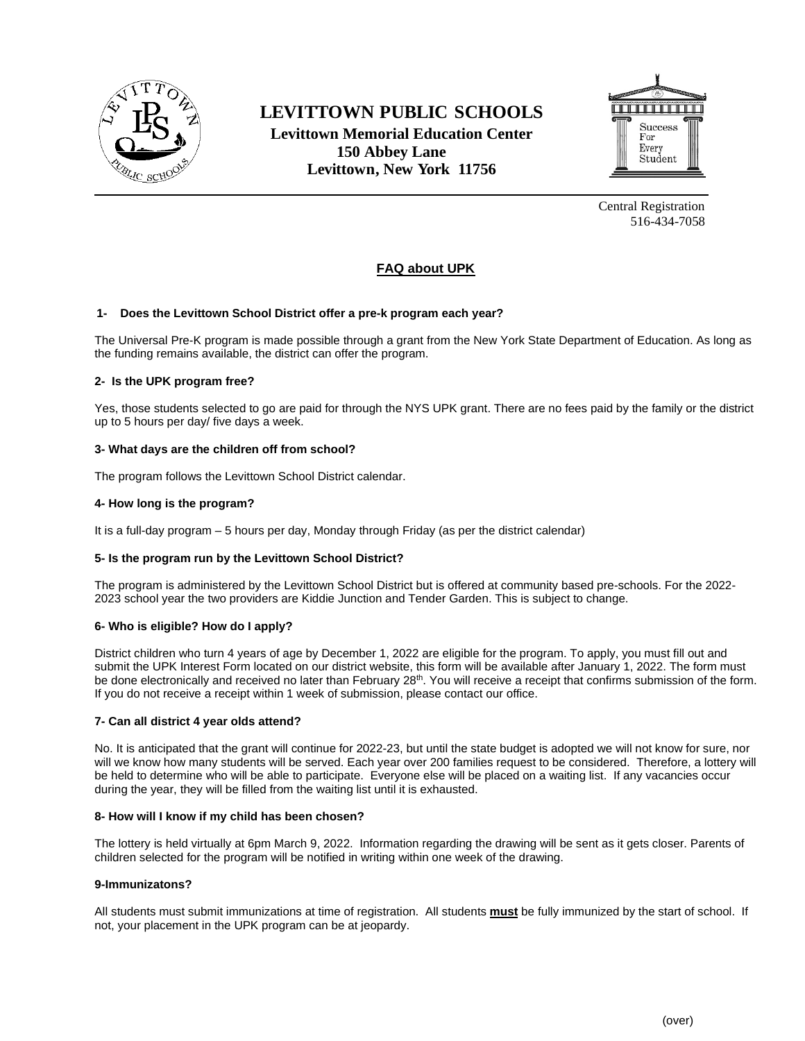# LEVITTOWN PUBLIC SCHOOLS

**Levittown Memorial Education Center**
**150 Abbey Lane**
**Levittown, New York 11756**

Central Registration
516-434-7058

## FAQ about UPK

### 1- Does the Levittown School District offer a pre-k program each year?

The Universal Pre-K program is made possible through a grant from the New York State Department of Education. As long as the funding remains available, the district can offer the program.

### 2- Is the UPK program free?

Yes, those students selected to go are paid for through the NYS UPK grant. There are no fees paid by the family or the district up to 5 hours per day/ five days a week.

### 3- What days are the children off from school?

The program follows the Levittown School District calendar.

### 4- How long is the program?

It is a full-day program – 5 hours per day, Monday through Friday (as per the district calendar)

### 5- Is the program run by the Levittown School District?

The program is administered by the Levittown School District but is offered at community based pre-schools. For the 2022-2023 school year the two providers are Kiddie Junction and Tender Garden. This is subject to change.

### 6- Who is eligible? How do I apply?

District children who turn 4 years of age by December 1, 2022 are eligible for the program. To apply, you must fill out and submit the UPK Interest Form located on our district website, this form will be available after January 1, 2022. The form must be done electronically and received no later than February 28th. You will receive a receipt that confirms submission of the form. If you do not receive a receipt within 1 week of submission, please contact our office.

### 7- Can all district 4 year olds attend?

No. It is anticipated that the grant will continue for 2022-23, but until the state budget is adopted we will not know for sure, nor will we know how many students will be served. Each year over 200 families request to be considered. Therefore, a lottery will be held to determine who will be able to participate. Everyone else will be placed on a waiting list. If any vacancies occur during the year, they will be filled from the waiting list until it is exhausted.

### 8- How will I know if my child has been chosen?

The lottery is held virtually at 6pm March 9, 2022. Information regarding the drawing will be sent as it gets closer. Parents of children selected for the program will be notified in writing within one week of the drawing.

### 9-Immunizatons?

All students must submit immunizations at time of registration. All students **must** be fully immunized by the start of school. If not, your placement in the UPK program can be at jeopardy.

(over)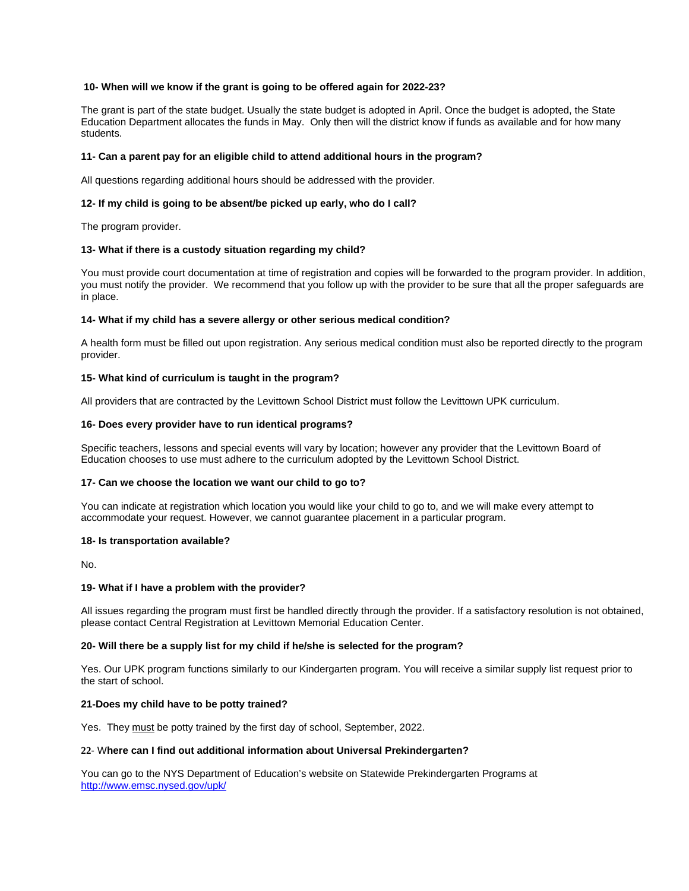**10- When will we know if the grant is going to be offered again for 2022-23?**

The grant is part of the state budget. Usually the state budget is adopted in April. Once the budget is adopted, the State Education Department allocates the funds in May. Only then will the district know if funds as available and for how many students.

**11- Can a parent pay for an eligible child to attend additional hours in the program?**

All questions regarding additional hours should be addressed with the provider.

**12- If my child is going to be absent/be picked up early, who do I call?**

The program provider.

**13- What if there is a custody situation regarding my child?**

You must provide court documentation at time of registration and copies will be forwarded to the program provider. In addition, you must notify the provider. We recommend that you follow up with the provider to be sure that all the proper safeguards are in place.

**14- What if my child has a severe allergy or other serious medical condition?**

A health form must be filled out upon registration. Any serious medical condition must also be reported directly to the program provider.

**15- What kind of curriculum is taught in the program?**

All providers that are contracted by the Levittown School District must follow the Levittown UPK curriculum.

**16- Does every provider have to run identical programs?**

Specific teachers, lessons and special events will vary by location; however any provider that the Levittown Board of Education chooses to use must adhere to the curriculum adopted by the Levittown School District.

**17- Can we choose the location we want our child to go to?**

You can indicate at registration which location you would like your child to go to, and we will make every attempt to accommodate your request. However, we cannot guarantee placement in a particular program.

**18- Is transportation available?**

No.

**19- What if I have a problem with the provider?**

All issues regarding the program must first be handled directly through the provider. If a satisfactory resolution is not obtained, please contact Central Registration at Levittown Memorial Education Center.

**20- Will there be a supply list for my child if he/she is selected for the program?**

Yes. Our UPK program functions similarly to our Kindergarten program. You will receive a similar supply list request prior to the start of school.

**21-Does my child have to be potty trained?**

Yes. They must be potty trained by the first day of school, September, 2022.

**22- Where can I find out additional information about Universal Prekindergarten?**

You can go to the NYS Department of Education's website on Statewide Prekindergarten Programs at http://www.emsc.nysed.gov/upk/